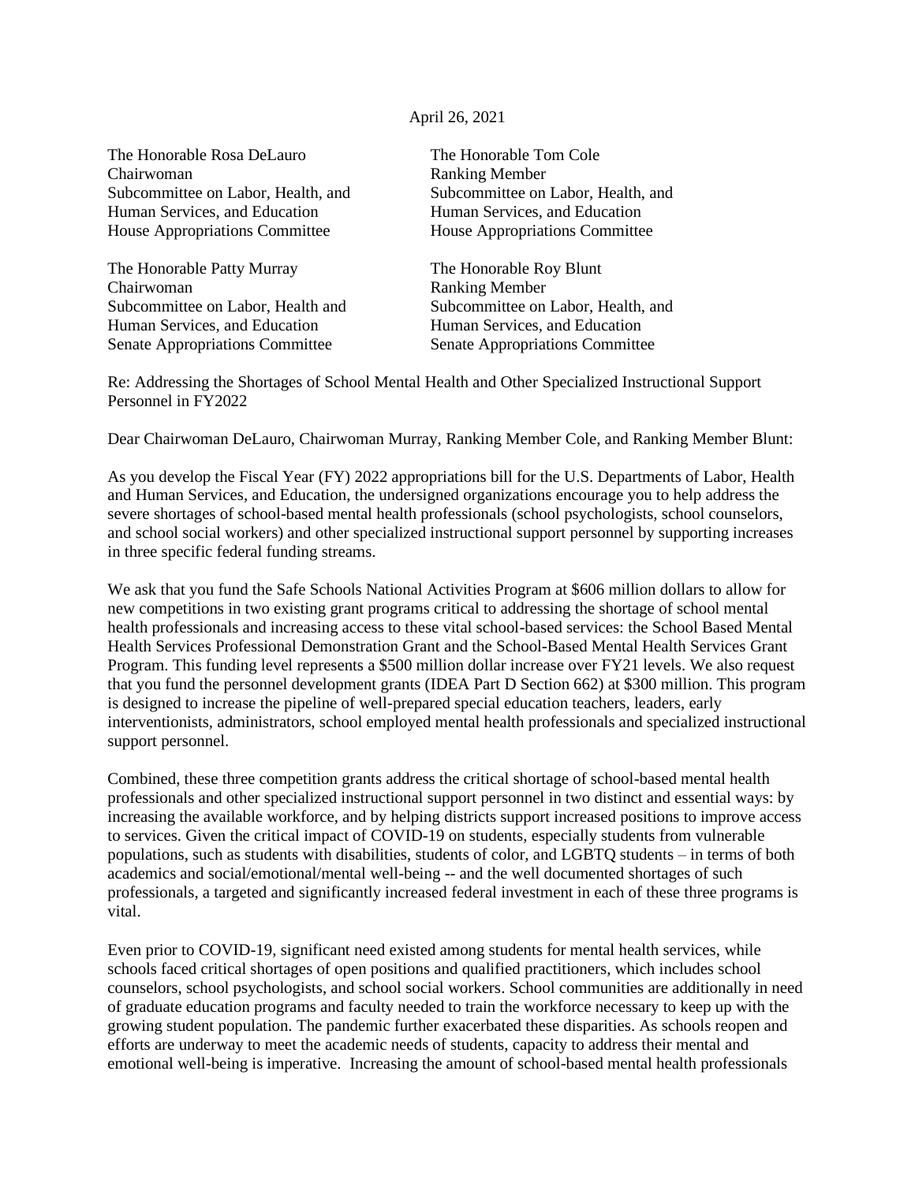April 26, 2021

The Honorable Rosa DeLauro
Chairwoman
Subcommittee on Labor, Health, and Human Services, and Education
House Appropriations Committee

The Honorable Tom Cole
Ranking Member
Subcommittee on Labor, Health, and Human Services, and Education
House Appropriations Committee

The Honorable Patty Murray
Chairwoman
Subcommittee on Labor, Health and Human Services, and Education
Senate Appropriations Committee

The Honorable Roy Blunt
Ranking Member
Subcommittee on Labor, Health, and Human Services, and Education
Senate Appropriations Committee

Re: Addressing the Shortages of School Mental Health and Other Specialized Instructional Support Personnel in FY2022

Dear Chairwoman DeLauro, Chairwoman Murray, Ranking Member Cole, and Ranking Member Blunt:

As you develop the Fiscal Year (FY) 2022 appropriations bill for the U.S. Departments of Labor, Health and Human Services, and Education, the undersigned organizations encourage you to help address the severe shortages of school-based mental health professionals (school psychologists, school counselors, and school social workers) and other specialized instructional support personnel by supporting increases in three specific federal funding streams.

We ask that you fund the Safe Schools National Activities Program at $606 million dollars to allow for new competitions in two existing grant programs critical to addressing the shortage of school mental health professionals and increasing access to these vital school-based services: the School Based Mental Health Services Professional Demonstration Grant and the School-Based Mental Health Services Grant Program. This funding level represents a $500 million dollar increase over FY21 levels. We also request that you fund the personnel development grants (IDEA Part D Section 662) at $300 million. This program is designed to increase the pipeline of well-prepared special education teachers, leaders, early interventionists, administrators, school employed mental health professionals and specialized instructional support personnel.

Combined, these three competition grants address the critical shortage of school-based mental health professionals and other specialized instructional support personnel in two distinct and essential ways: by increasing the available workforce, and by helping districts support increased positions to improve access to services. Given the critical impact of COVID-19 on students, especially students from vulnerable populations, such as students with disabilities, students of color, and LGBTQ students – in terms of both academics and social/emotional/mental well-being -- and the well documented shortages of such professionals, a targeted and significantly increased federal investment in each of these three programs is vital.

Even prior to COVID-19, significant need existed among students for mental health services, while schools faced critical shortages of open positions and qualified practitioners, which includes school counselors, school psychologists, and school social workers. School communities are additionally in need of graduate education programs and faculty needed to train the workforce necessary to keep up with the growing student population. The pandemic further exacerbated these disparities. As schools reopen and efforts are underway to meet the academic needs of students, capacity to address their mental and emotional well-being is imperative. Increasing the amount of school-based mental health professionals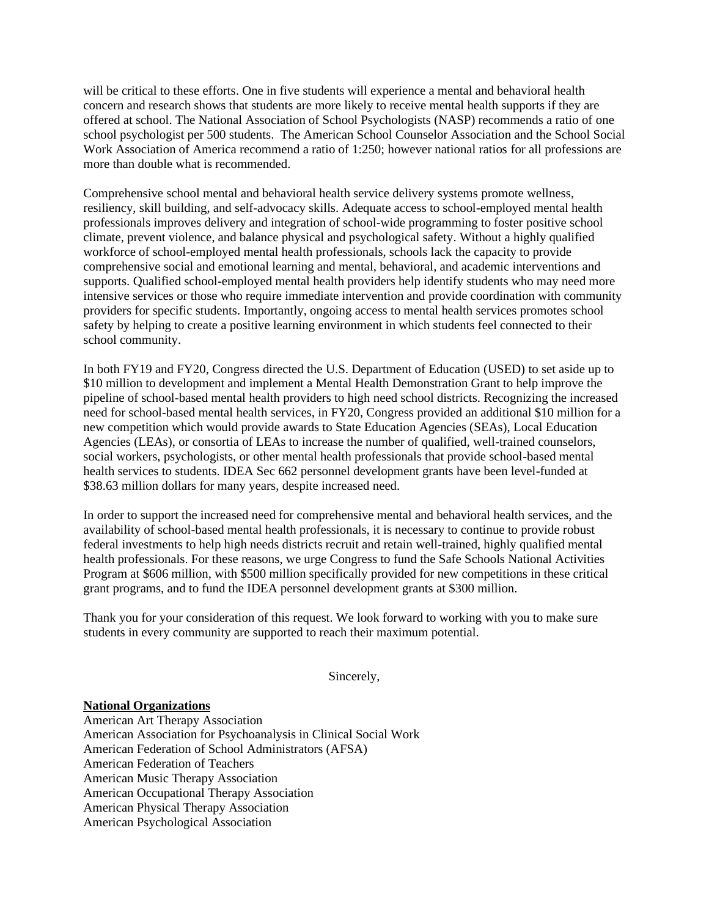will be critical to these efforts. One in five students will experience a mental and behavioral health concern and research shows that students are more likely to receive mental health supports if they are offered at school. The National Association of School Psychologists (NASP) recommends a ratio of one school psychologist per 500 students. The American School Counselor Association and the School Social Work Association of America recommend a ratio of 1:250; however national ratios for all professions are more than double what is recommended.

Comprehensive school mental and behavioral health service delivery systems promote wellness, resiliency, skill building, and self-advocacy skills. Adequate access to school-employed mental health professionals improves delivery and integration of school-wide programming to foster positive school climate, prevent violence, and balance physical and psychological safety. Without a highly qualified workforce of school-employed mental health professionals, schools lack the capacity to provide comprehensive social and emotional learning and mental, behavioral, and academic interventions and supports. Qualified school-employed mental health providers help identify students who may need more intensive services or those who require immediate intervention and provide coordination with community providers for specific students. Importantly, ongoing access to mental health services promotes school safety by helping to create a positive learning environment in which students feel connected to their school community.

In both FY19 and FY20, Congress directed the U.S. Department of Education (USED) to set aside up to $10 million to development and implement a Mental Health Demonstration Grant to help improve the pipeline of school-based mental health providers to high need school districts. Recognizing the increased need for school-based mental health services, in FY20, Congress provided an additional $10 million for a new competition which would provide awards to State Education Agencies (SEAs), Local Education Agencies (LEAs), or consortia of LEAs to increase the number of qualified, well-trained counselors, social workers, psychologists, or other mental health professionals that provide school-based mental health services to students. IDEA Sec 662 personnel development grants have been level-funded at $38.63 million dollars for many years, despite increased need.

In order to support the increased need for comprehensive mental and behavioral health services, and the availability of school-based mental health professionals, it is necessary to continue to provide robust federal investments to help high needs districts recruit and retain well-trained, highly qualified mental health professionals. For these reasons, we urge Congress to fund the Safe Schools National Activities Program at $606 million, with $500 million specifically provided for new competitions in these critical grant programs, and to fund the IDEA personnel development grants at $300 million.

Thank you for your consideration of this request. We look forward to working with you to make sure students in every community are supported to reach their maximum potential.

Sincerely,

**National Organizations**

American Art Therapy Association
American Association for Psychoanalysis in Clinical Social Work
American Federation of School Administrators (AFSA)
American Federation of Teachers
American Music Therapy Association
American Occupational Therapy Association
American Physical Therapy Association
American Psychological Association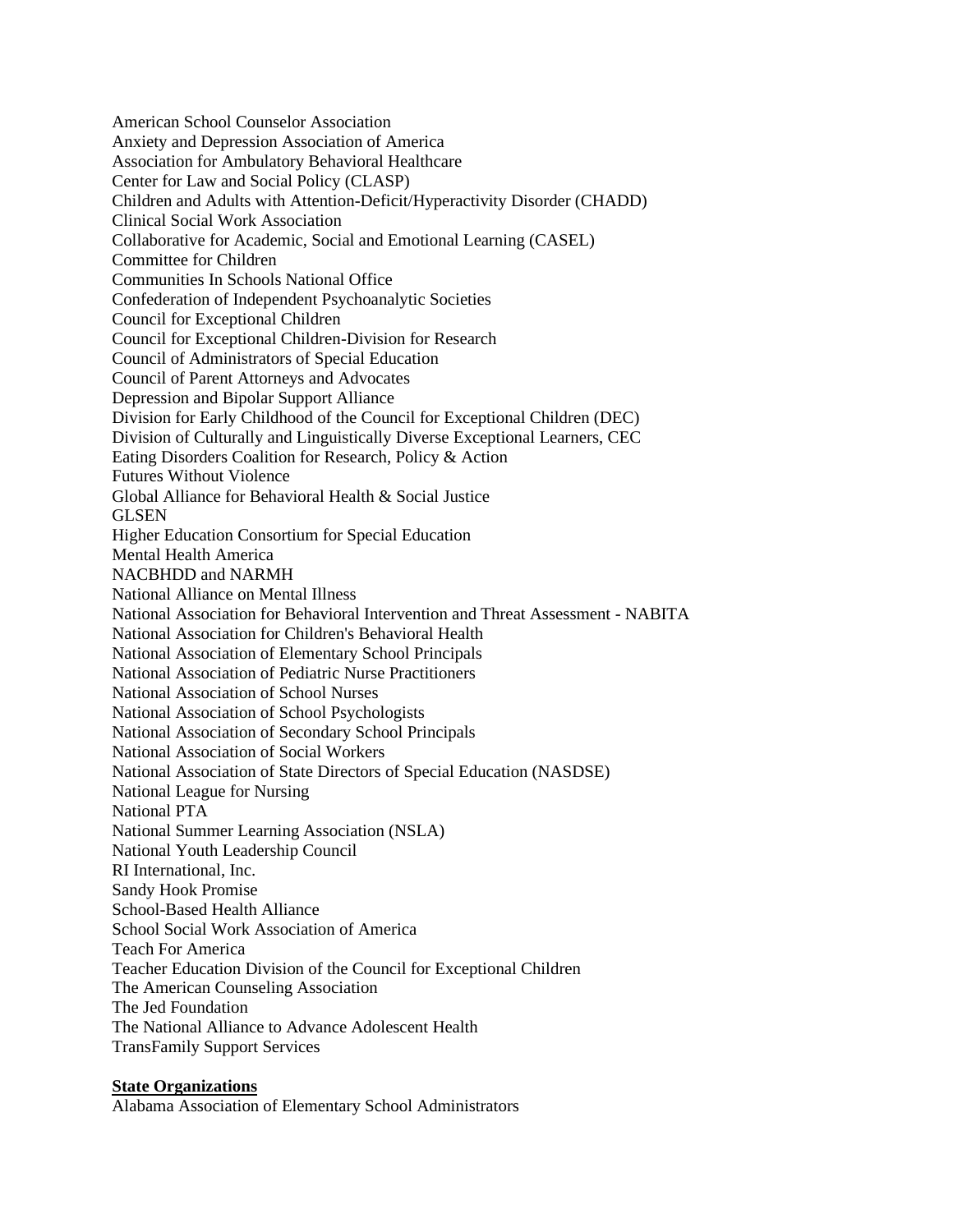American School Counselor Association
Anxiety and Depression Association of America
Association for Ambulatory Behavioral Healthcare
Center for Law and Social Policy (CLASP)
Children and Adults with Attention-Deficit/Hyperactivity Disorder (CHADD)
Clinical Social Work Association
Collaborative for Academic, Social and Emotional Learning (CASEL)
Committee for Children
Communities In Schools National Office
Confederation of Independent Psychoanalytic Societies
Council for Exceptional Children
Council for Exceptional Children-Division for Research
Council of Administrators of Special Education
Council of Parent Attorneys and Advocates
Depression and Bipolar Support Alliance
Division for Early Childhood of the Council for Exceptional Children (DEC)
Division of Culturally and Linguistically Diverse Exceptional Learners, CEC
Eating Disorders Coalition for Research, Policy & Action
Futures Without Violence
Global Alliance for Behavioral Health & Social Justice
GLSEN
Higher Education Consortium for Special Education
Mental Health America
NACBHDD and NARMH
National Alliance on Mental Illness
National Association for Behavioral Intervention and Threat Assessment - NABITA
National Association for Children's Behavioral Health
National Association of Elementary School Principals
National Association of Pediatric Nurse Practitioners
National Association of School Nurses
National Association of School Psychologists
National Association of Secondary School Principals
National Association of Social Workers
National Association of State Directors of Special Education (NASDSE)
National League for Nursing
National PTA
National Summer Learning Association (NSLA)
National Youth Leadership Council
RI International, Inc.
Sandy Hook Promise
School-Based Health Alliance
School Social Work Association of America
Teach For America
Teacher Education Division of the Council for Exceptional Children
The American Counseling Association
The Jed Foundation
The National Alliance to Advance Adolescent Health
TransFamily Support Services

**State Organizations**

Alabama Association of Elementary School Administrators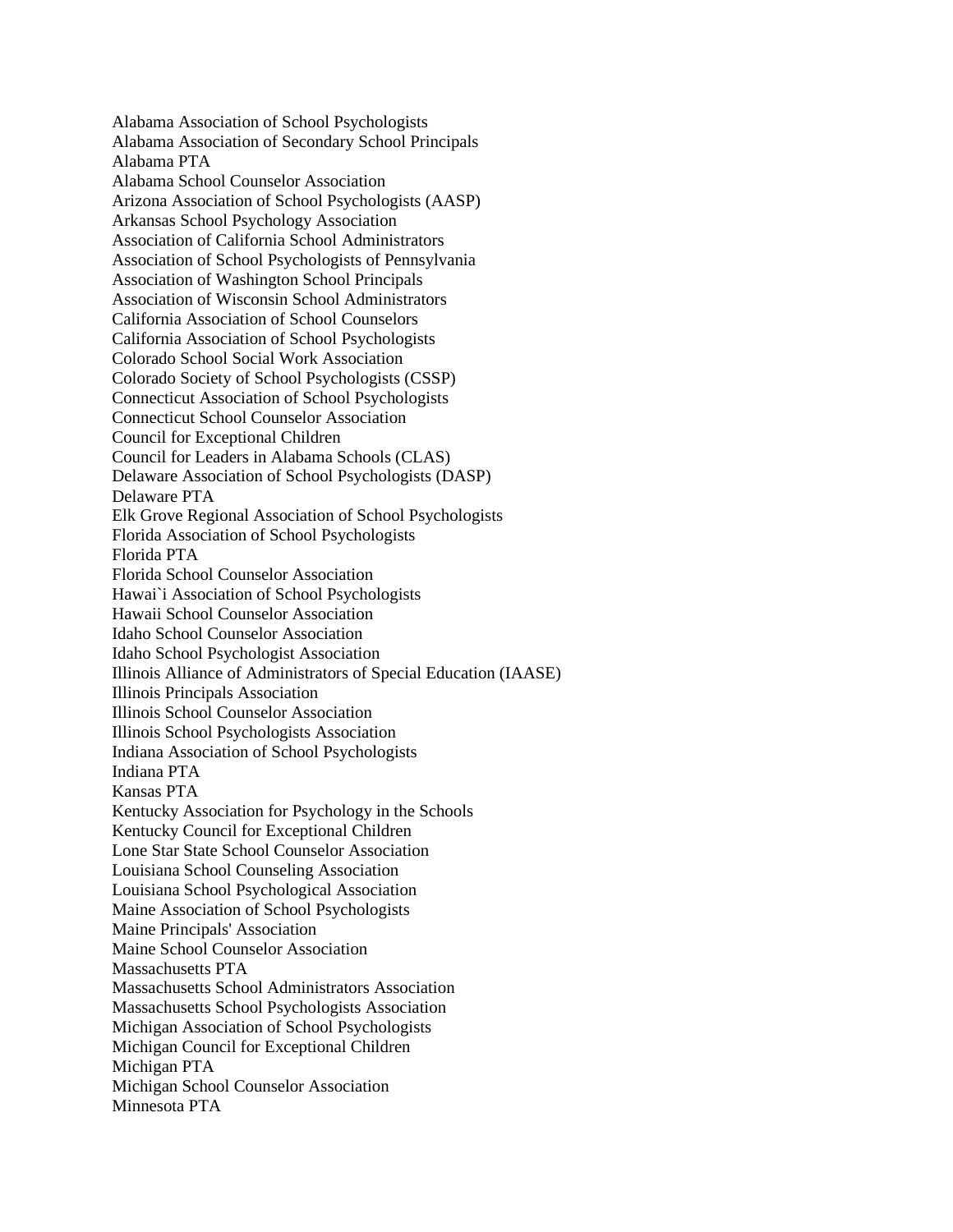Alabama Association of School Psychologists
Alabama Association of Secondary School Principals
Alabama PTA
Alabama School Counselor Association
Arizona Association of School Psychologists (AASP)
Arkansas School Psychology Association
Association of California School Administrators
Association of School Psychologists of Pennsylvania
Association of Washington School Principals
Association of Wisconsin School Administrators
California Association of School Counselors
California Association of School Psychologists
Colorado School Social Work Association
Colorado Society of School Psychologists (CSSP)
Connecticut Association of School Psychologists
Connecticut School Counselor Association
Council for Exceptional Children
Council for Leaders in Alabama Schools (CLAS)
Delaware Association of School Psychologists (DASP)
Delaware PTA
Elk Grove Regional Association of School Psychologists
Florida Association of School Psychologists
Florida PTA
Florida School Counselor Association
Hawai`i Association of School Psychologists
Hawaii School Counselor Association
Idaho School Counselor Association
Idaho School Psychologist Association
Illinois Alliance of Administrators of Special Education (IAASE)
Illinois Principals Association
Illinois School Counselor Association
Illinois School Psychologists Association
Indiana Association of School Psychologists
Indiana PTA
Kansas PTA
Kentucky Association for Psychology in the Schools
Kentucky Council for Exceptional Children
Lone Star State School Counselor Association
Louisiana School Counseling Association
Louisiana School Psychological Association
Maine Association of School Psychologists
Maine Principals' Association
Maine School Counselor Association
Massachusetts PTA
Massachusetts School Administrators Association
Massachusetts School Psychologists Association
Michigan Association of School Psychologists
Michigan Council for Exceptional Children
Michigan PTA
Michigan School Counselor Association
Minnesota PTA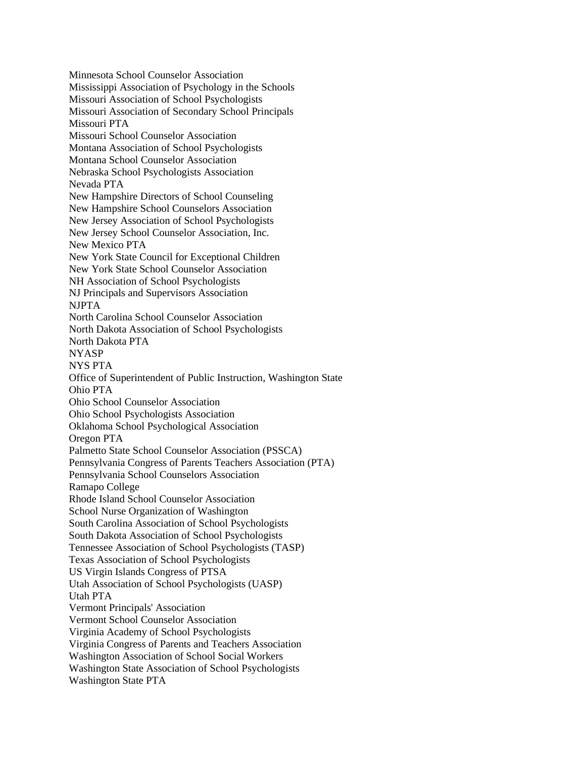Minnesota School Counselor Association
Mississippi Association of Psychology in the Schools
Missouri Association of School Psychologists
Missouri Association of Secondary School Principals
Missouri PTA
Missouri School Counselor Association
Montana Association of School Psychologists
Montana School Counselor Association
Nebraska School Psychologists Association
Nevada PTA
New Hampshire Directors of School Counseling
New Hampshire School Counselors Association
New Jersey Association of School Psychologists
New Jersey School Counselor Association, Inc.
New Mexico PTA
New York State Council for Exceptional Children
New York State School Counselor Association
NH Association of School Psychologists
NJ Principals and Supervisors Association
NJPTA
North Carolina School Counselor Association
North Dakota Association of School Psychologists
North Dakota PTA
NYASP
NYS PTA
Office of Superintendent of Public Instruction, Washington State
Ohio PTA
Ohio School Counselor Association
Ohio School Psychologists Association
Oklahoma School Psychological Association
Oregon PTA
Palmetto State School Counselor Association (PSSCA)
Pennsylvania Congress of Parents Teachers Association (PTA)
Pennsylvania School Counselors Association
Ramapo College
Rhode Island School Counselor Association
School Nurse Organization of Washington
South Carolina Association of School Psychologists
South Dakota Association of School Psychologists
Tennessee Association of School Psychologists (TASP)
Texas Association of School Psychologists
US Virgin Islands Congress of PTSA
Utah Association of School Psychologists (UASP)
Utah PTA
Vermont Principals' Association
Vermont School Counselor Association
Virginia Academy of School Psychologists
Virginia Congress of Parents and Teachers Association
Washington Association of School Social Workers
Washington State Association of School Psychologists
Washington State PTA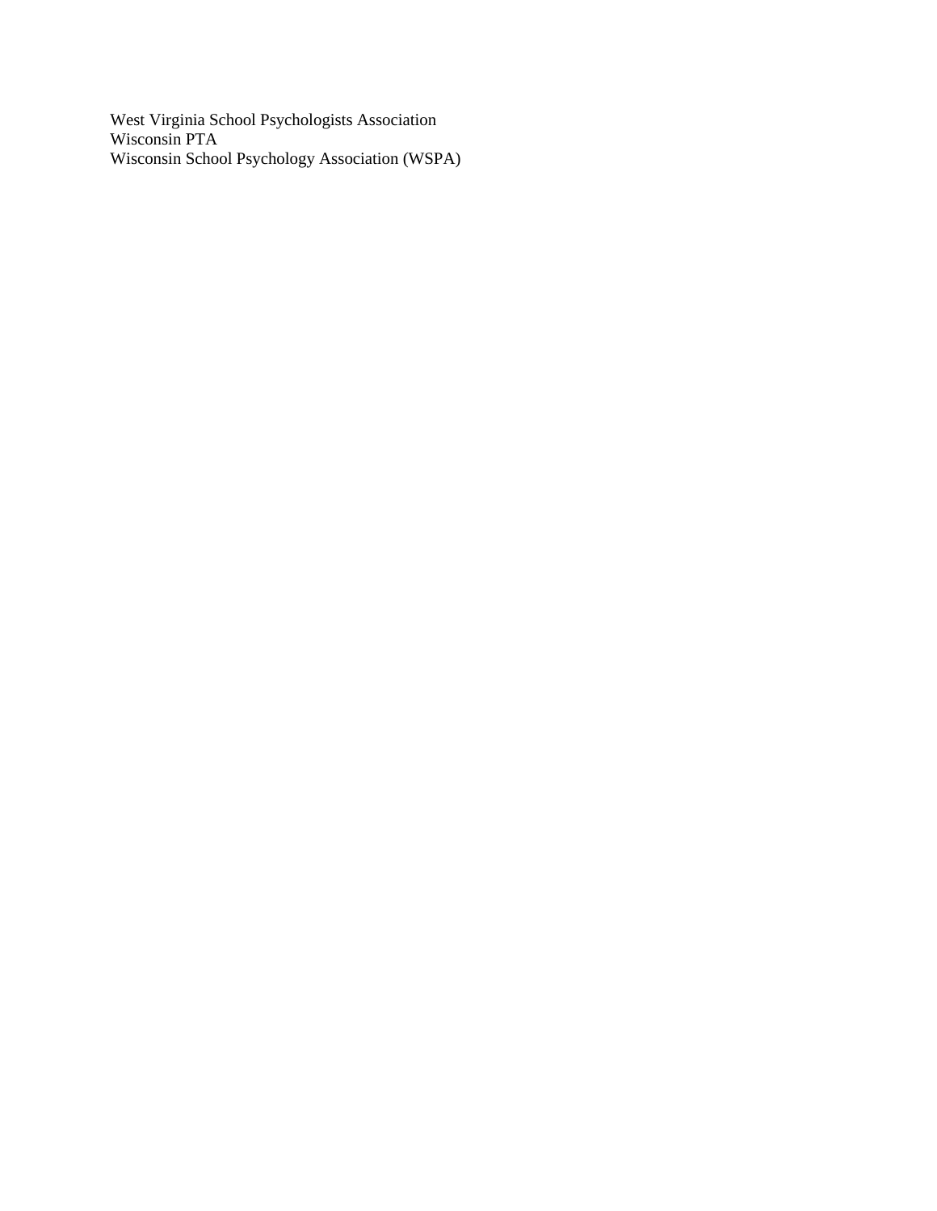West Virginia School Psychologists Association
Wisconsin PTA
Wisconsin School Psychology Association (WSPA)